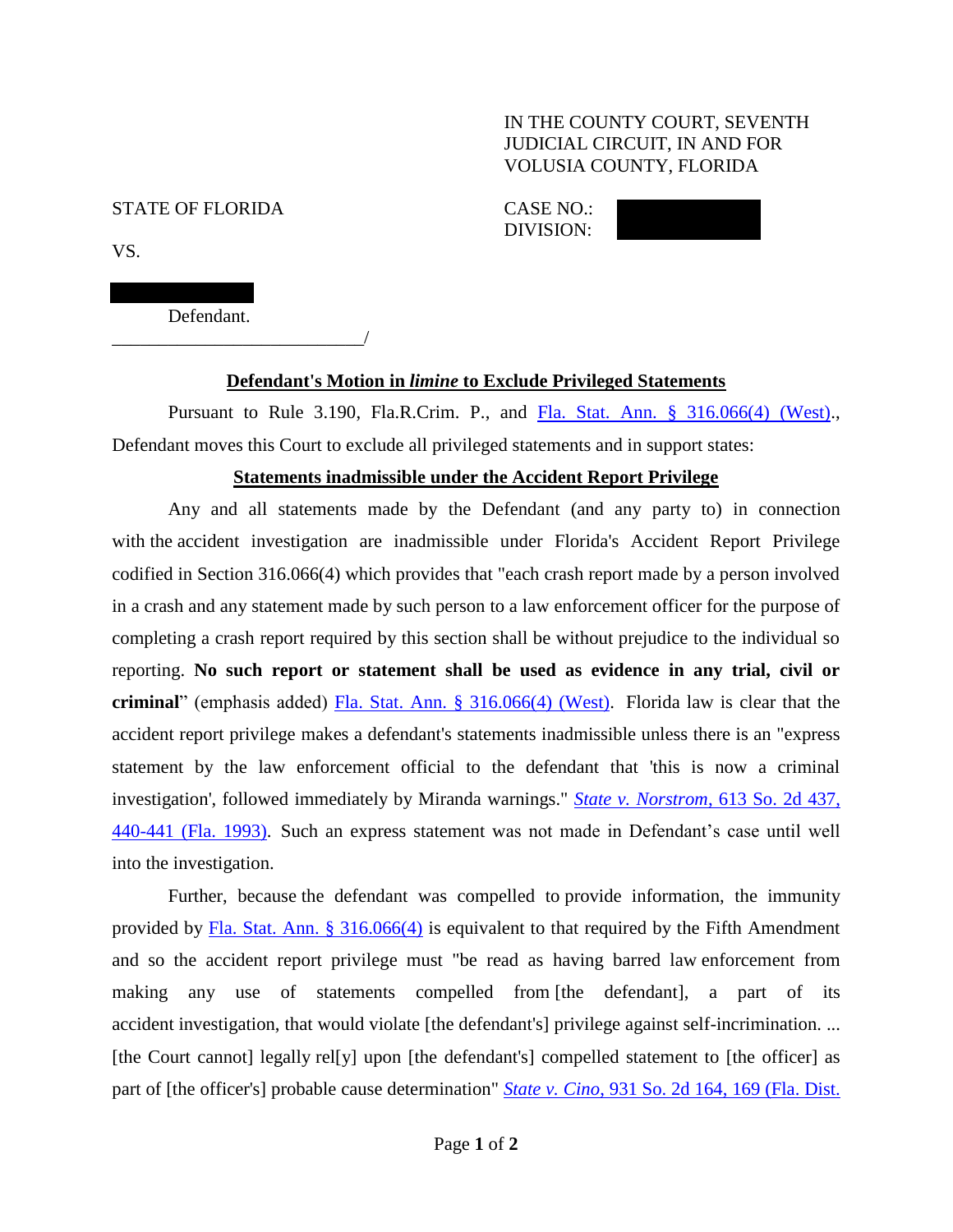IN THE COUNTY COURT, SEVENTH JUDICIAL CIRCUIT, IN AND FOR VOLUSIA COUNTY, FLORIDA

STATE OF FLORIDA

CASE NO.:
DIVISION:

VS.

Defendant.
\_\_\_\_\_\_\_\_\_\_\_\_\_\_\_\_\_\_\_\_\_\_\_\_\_\_\_\_/

## Defendant's Motion in *limine* to Exclude Privileged Statements

Pursuant to Rule 3.190, Fla.R.Crim. P., and Fla. Stat. Ann. § 316.066(4) (West)., Defendant moves this Court to exclude all privileged statements and in support states:

### Statements inadmissible under the Accident Report Privilege

Any and all statements made by the Defendant (and any party to) in connection with the accident investigation are inadmissible under Florida's Accident Report Privilege codified in Section 316.066(4) which provides that "each crash report made by a person involved in a crash and any statement made by such person to a law enforcement officer for the purpose of completing a crash report required by this section shall be without prejudice to the individual so reporting. **No such report or statement shall be used as evidence in any trial, civil or criminal**" (emphasis added) Fla. Stat. Ann. § 316.066(4) (West). Florida law is clear that the accident report privilege makes a defendant's statements inadmissible unless there is an "express statement by the law enforcement official to the defendant that 'this is now a criminal investigation', followed immediately by Miranda warnings." *State v. Norstrom*, 613 So. 2d 437, 440-441 (Fla. 1993). Such an express statement was not made in Defendant's case until well into the investigation.

Further, because the defendant was compelled to provide information, the immunity provided by Fla. Stat. Ann. § 316.066(4) is equivalent to that required by the Fifth Amendment and so the accident report privilege must "be read as having barred law enforcement from making any use of statements compelled from [the defendant], a part of its accident investigation, that would violate [the defendant's] privilege against self-incrimination. ... [the Court cannot] legally rel[y] upon [the defendant's] compelled statement to [the officer] as part of [the officer's] probable cause determination" *State v. Cino*, 931 So. 2d 164, 169 (Fla. Dist.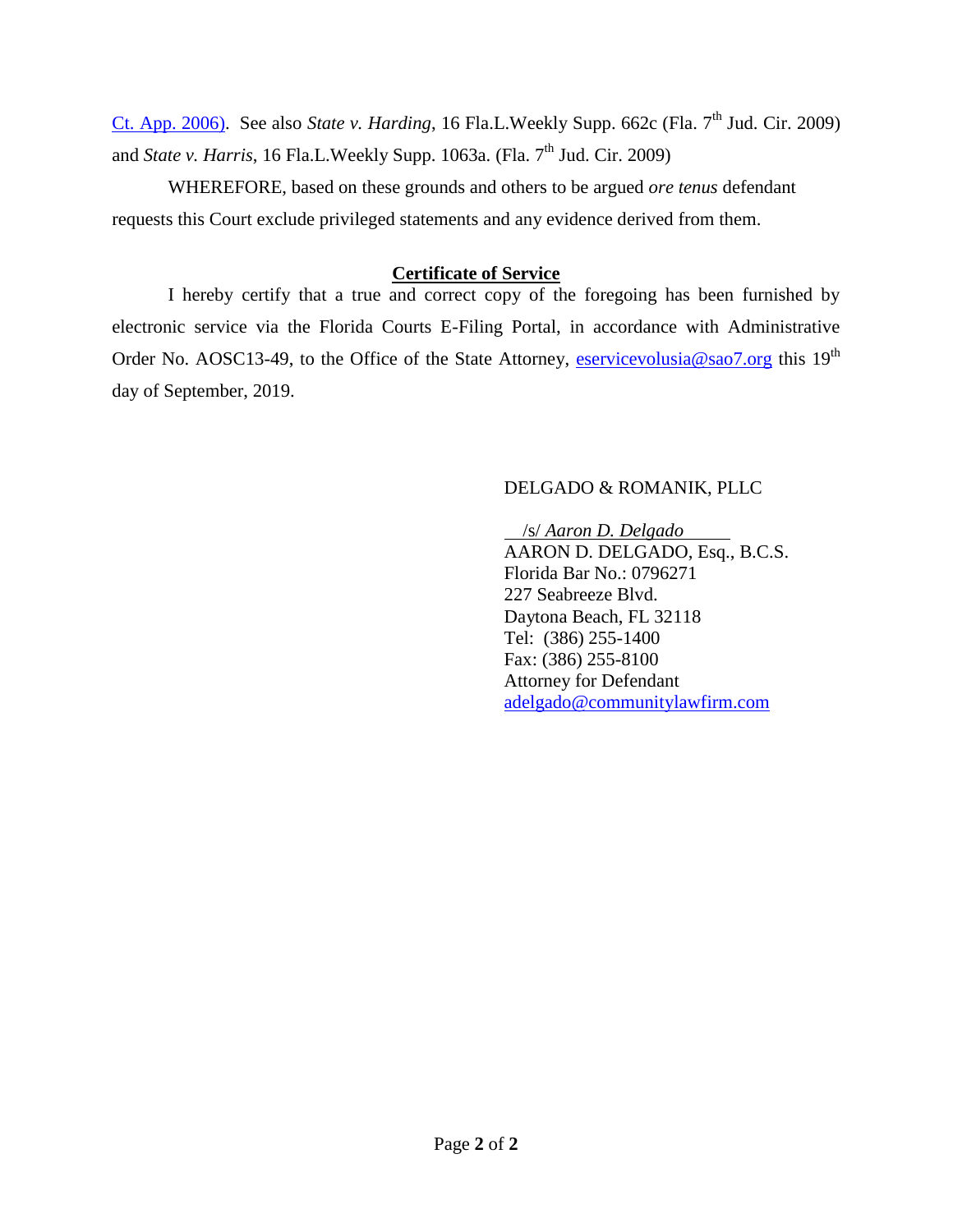Ct. App. 2006). See also *State v. Harding*, 16 Fla.L.Weekly Supp. 662c (Fla. 7th Jud. Cir. 2009) and *State v. Harris*, 16 Fla.L.Weekly Supp. 1063a. (Fla. 7th Jud. Cir. 2009)

WHEREFORE, based on these grounds and others to be argued *ore tenus* defendant requests this Court exclude privileged statements and any evidence derived from them.

**Certificate of Service**

I hereby certify that a true and correct copy of the foregoing has been furnished by electronic service via the Florida Courts E-Filing Portal, in accordance with Administrative Order No. AOSC13-49, to the Office of the State Attorney, eservicevolusia@sao7.org this 19th day of September, 2019.

DELGADO & ROMANIK, PLLC

/s/ *Aaron D. Delgado*
AARON D. DELGADO, Esq., B.C.S.
Florida Bar No.: 0796271
227 Seabreeze Blvd.
Daytona Beach, FL 32118
Tel: (386) 255-1400
Fax: (386) 255-8100
Attorney for Defendant
adelgado@communitylawfirm.com